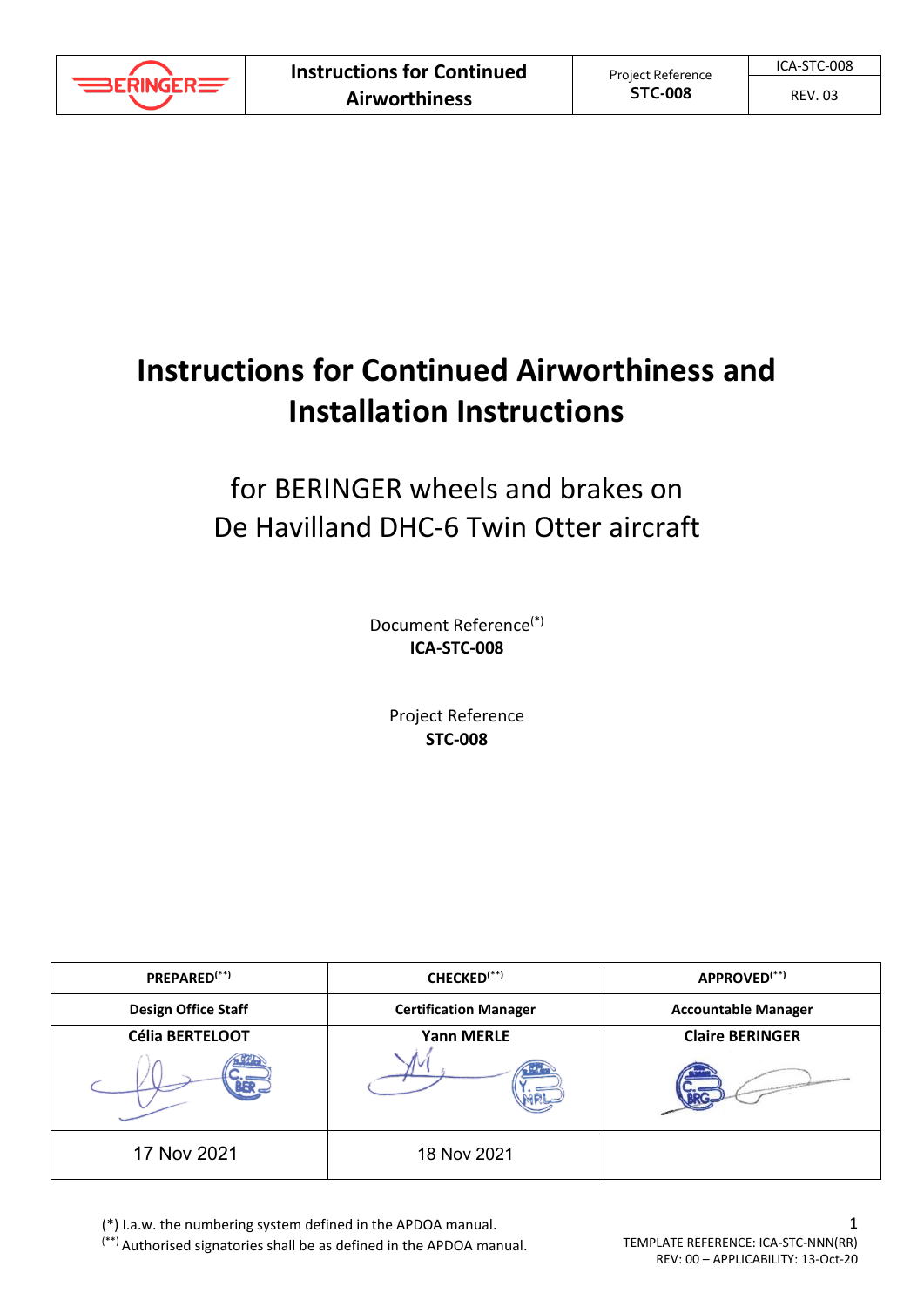# Instructions for Continued Airworthiness and Installation Instructions

## for BERINGER wheels and brakes on De Havilland DHC-6 Twin Otter aircraft

Document Reference(*)
**ICA-STC-008**

Project Reference
**STC-008**

| PREPARED(**) | CHECKED(**) | APPROVED(**) |
| --- | --- | --- |
| **Design Office Staff** | **Certification Manager** | **Accountable Manager** |
| **Célia BERTELOOT** | **Yann MERLE** | **Claire BERINGER** |
| 17 Nov 2021 | 18 Nov 2021 | |

(*) I.a.w. the numbering system defined in the APDOA manual.
(**) Authorised signatories shall be as defined in the APDOA manual.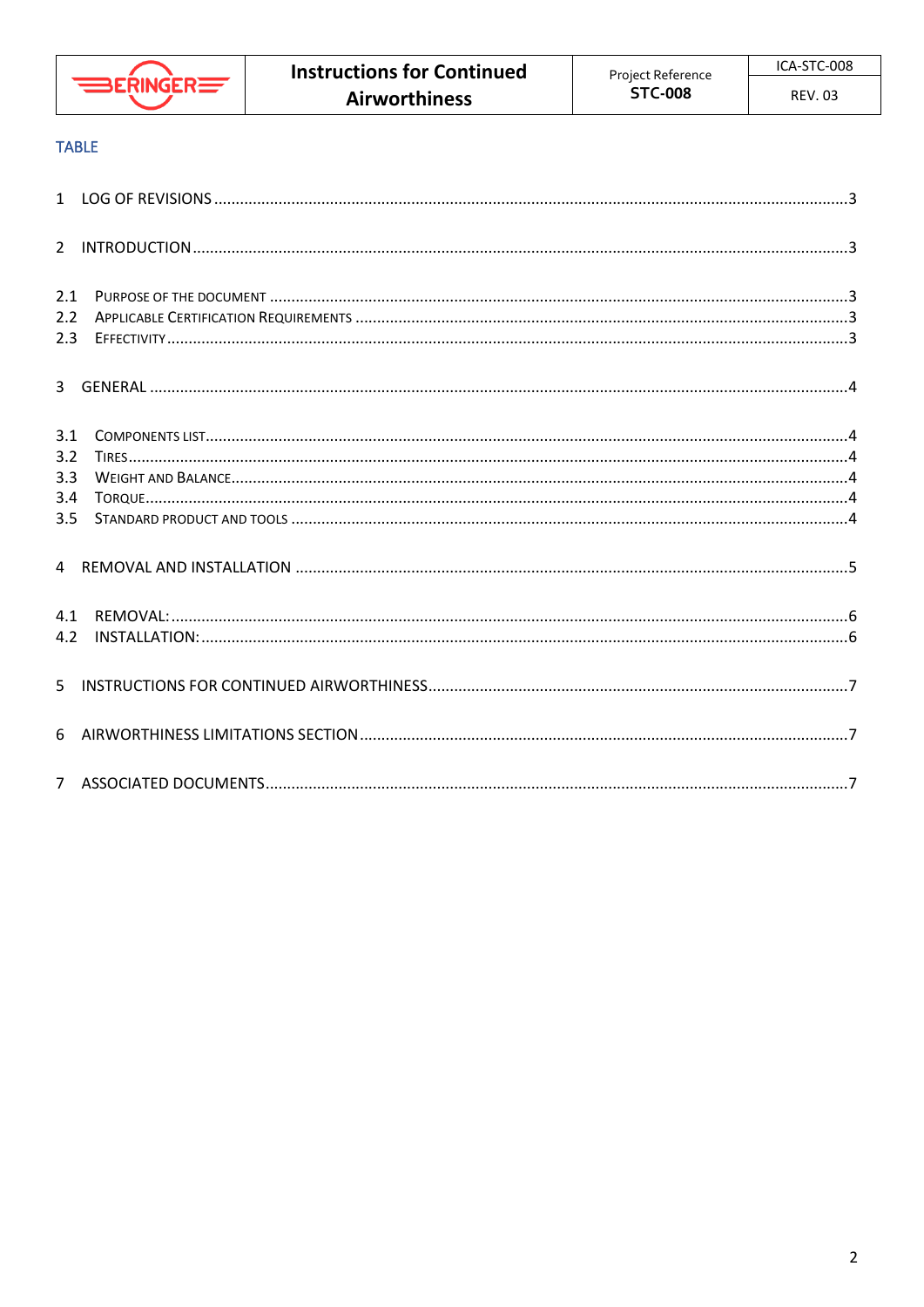## TABLE

1 LOG OF REVISIONS ........................................................................................................................................3

2 INTRODUCTION ...........................................................................................................................................3

2.1 PURPOSE OF THE DOCUMENT ......................................................................................................................3
2.2 APPLICABLE CERTIFICATION REQUIREMENTS ..................................................................................................3
2.3 EFFECTIVITY ..............................................................................................................................................3

3 GENERAL ......................................................................................................................................................4

3.1 COMPONENTS LIST.......................................................................................................................................4
3.2 TIRES.........................................................................................................................................................4
3.3 WEIGHT AND BALANCE.................................................................................................................................4
3.4 TORQUE.....................................................................................................................................................4
3.5 STANDARD PRODUCT AND TOOLS .................................................................................................................4

4 REMOVAL AND INSTALLATION ....................................................................................................................5

4.1 REMOVAL:.................................................................................................................................................6
4.2 INSTALLATION:...........................................................................................................................................6

5 INSTRUCTIONS FOR CONTINUED AIRWORTHINESS....................................................................................7

6 AIRWORTHINESS LIMITATIONS SECTION .....................................................................................................7

7 ASSOCIATED DOCUMENTS...........................................................................................................................7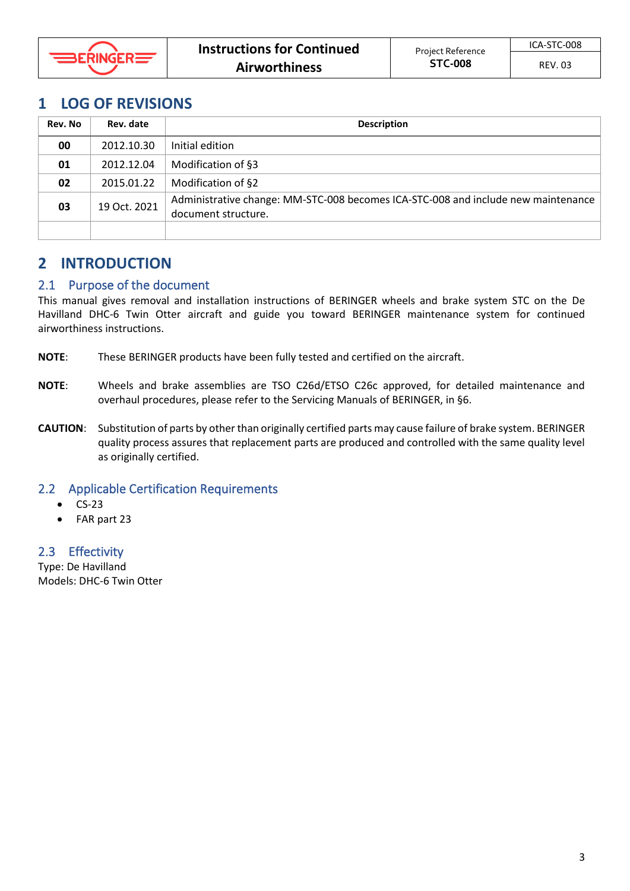# 1 LOG OF REVISIONS

| Rev. No | Rev. date | Description |
|---|---|---|
| **00** | 2012.10.30 | Initial edition |
| **01** | 2012.12.04 | Modification of §3 |
| **02** | 2015.01.22 | Modification of §2 |
| **03** | 19 Oct. 2021 | Administrative change: MM-STC-008 becomes ICA-STC-008 and include new maintenance document structure. |
| | | |

# 2 INTRODUCTION

## 2.1 Purpose of the document

This manual gives removal and installation instructions of BERINGER wheels and brake system STC on the De Havilland DHC-6 Twin Otter aircraft and guide you toward BERINGER maintenance system for continued airworthiness instructions.

**NOTE**: These BERINGER products have been fully tested and certified on the aircraft.

**NOTE**: Wheels and brake assemblies are TSO C26d/ETSO C26c approved, for detailed maintenance and overhaul procedures, please refer to the Servicing Manuals of BERINGER, in §6.

**CAUTION**: Substitution of parts by other than originally certified parts may cause failure of brake system. BERINGER quality process assures that replacement parts are produced and controlled with the same quality level as originally certified.

## 2.2 Applicable Certification Requirements

- CS-23
- FAR part 23

## 2.3 Effectivity

Type: De Havilland
Models: DHC-6 Twin Otter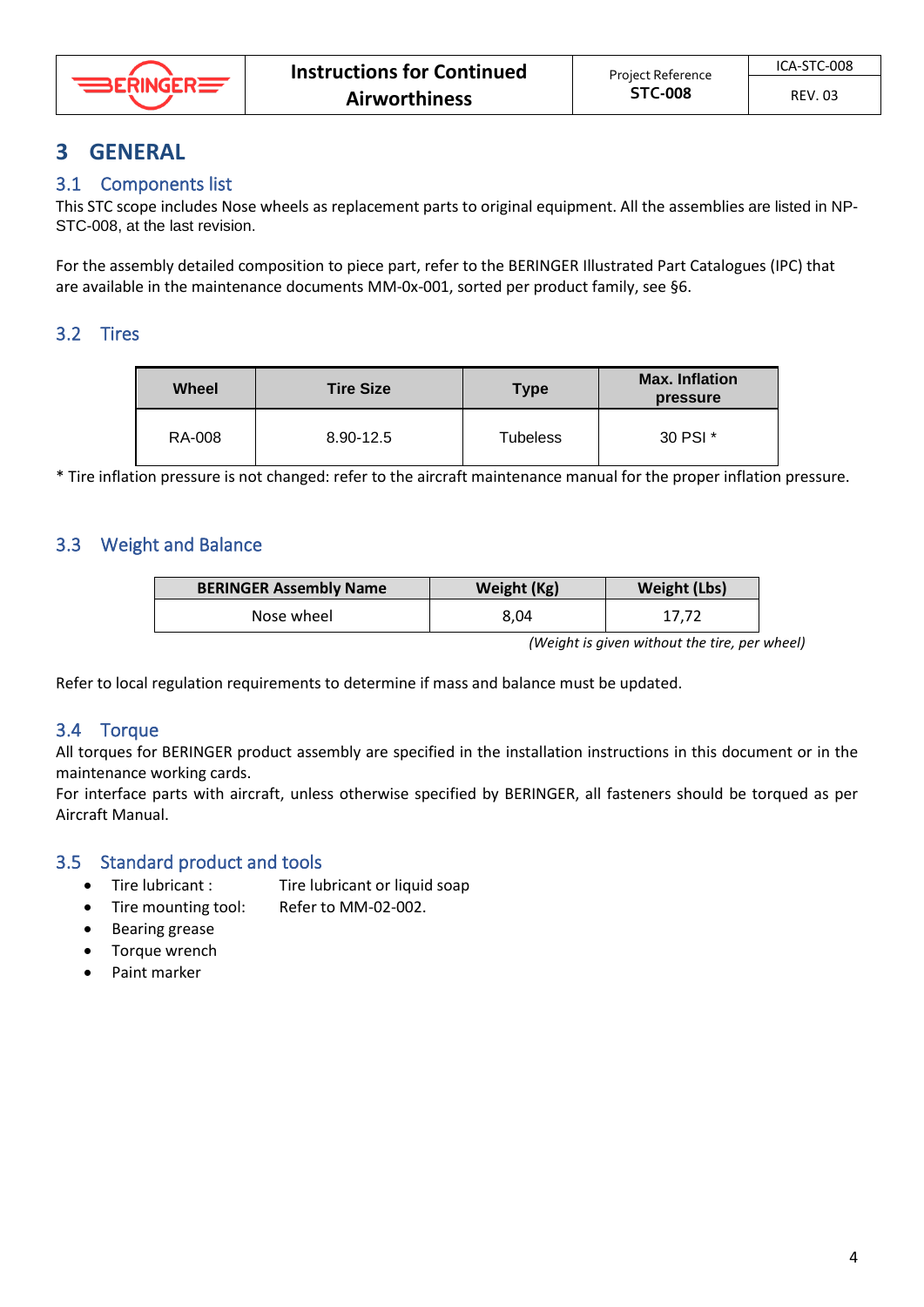# 3 GENERAL

## 3.1 Components list

This STC scope includes Nose wheels as replacement parts to original equipment. All the assemblies are listed in NP-STC-008, at the last revision.

For the assembly detailed composition to piece part, refer to the BERINGER Illustrated Part Catalogues (IPC) that are available in the maintenance documents MM-0x-001, sorted per product family, see §6.

## 3.2 Tires

| Wheel | Tire Size | Type | Max. Inflation pressure |
|---|---|---|---|
| RA-008 | 8.90-12.5 | Tubeless | 30 PSI * |

* Tire inflation pressure is not changed: refer to the aircraft maintenance manual for the proper inflation pressure.

## 3.3 Weight and Balance

| BERINGER Assembly Name | Weight (Kg) | Weight (Lbs) |
|---|---|---|
| Nose wheel | 8,04 | 17,72 |

*(Weight is given without the tire, per wheel)*

Refer to local regulation requirements to determine if mass and balance must be updated.

## 3.4 Torque

All torques for BERINGER product assembly are specified in the installation instructions in this document or in the maintenance working cards.

For interface parts with aircraft, unless otherwise specified by BERINGER, all fasteners should be torqued as per Aircraft Manual.

## 3.5 Standard product and tools

- Tire lubricant : Tire lubricant or liquid soap
- Tire mounting tool: Refer to MM-02-002.
- Bearing grease
- Torque wrench
- Paint marker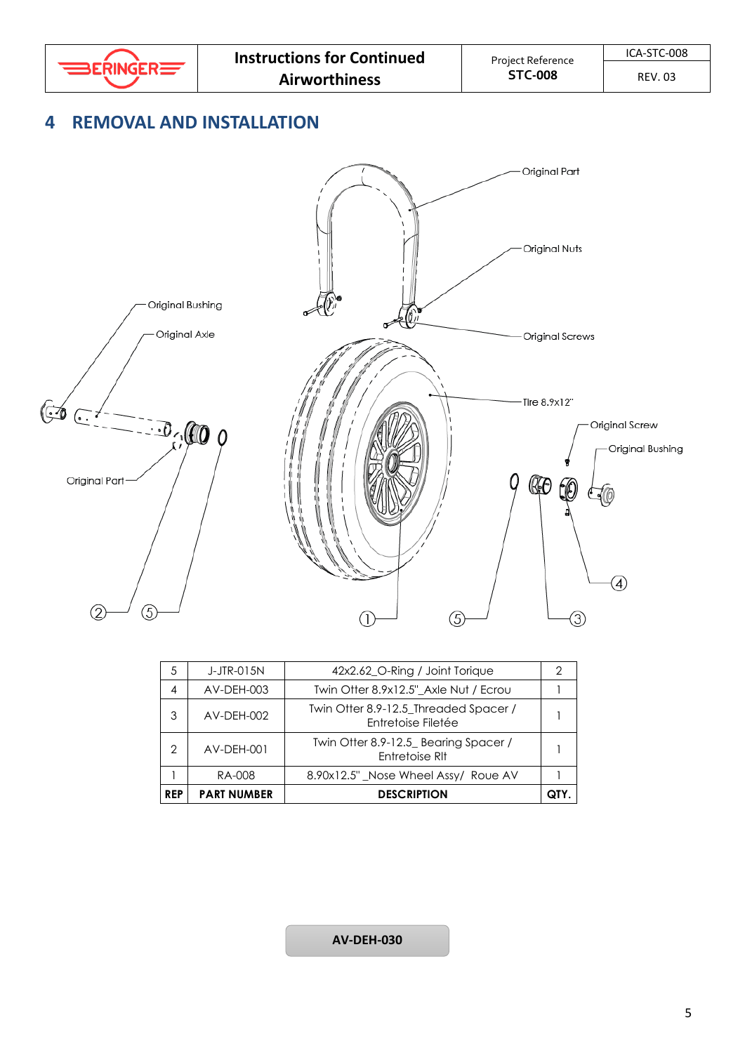# 4 REMOVAL AND INSTALLATION

Original Part

Original Nuts

Original Bushing

Original Axle

Original Screws

Tire 8.9x12"

Original Screw

Original Bushing

Original Part

| 5 | J-JTR-015N | 42x2.62_O-Ring / Joint Torique | 2 |
|---|---|---|---|
| 4 | AV-DEH-003 | Twin Otter 8.9x12.5"_Axle Nut / Ecrou | 1 |
| 3 | AV-DEH-002 | Twin Otter 8.9-12.5_Threaded Spacer / Entretoise Filetée | 1 |
| 2 | AV-DEH-001 | Twin Otter 8.9-12.5_ Bearing Spacer / Entretoise Rlt | 1 |
| 1 | RA-008 | 8.90x12.5" _Nose Wheel Assy/ Roue AV | 1 |
| **REP** | **PART NUMBER** | **DESCRIPTION** | **QTY.** |

**AV-DEH-030**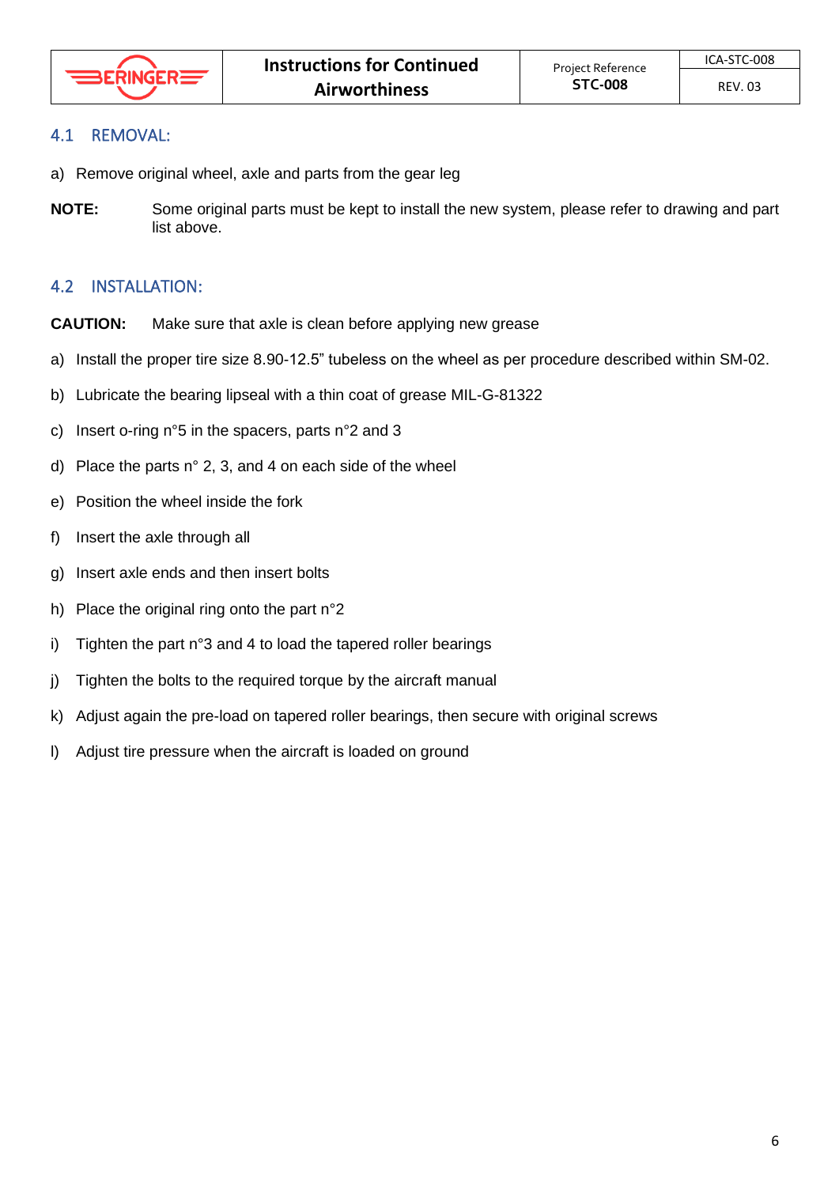## 4.1 REMOVAL:

a) Remove original wheel, axle and parts from the gear leg

**NOTE:** Some original parts must be kept to install the new system, please refer to drawing and part list above.

## 4.2 INSTALLATION:

**CAUTION:** Make sure that axle is clean before applying new grease

a) Install the proper tire size 8.90-12.5" tubeless on the wheel as per procedure described within SM-02.

b) Lubricate the bearing lipseal with a thin coat of grease MIL-G-81322

c) Insert o-ring n°5 in the spacers, parts n°2 and 3

d) Place the parts n° 2, 3, and 4 on each side of the wheel

e) Position the wheel inside the fork

f) Insert the axle through all

g) Insert axle ends and then insert bolts

h) Place the original ring onto the part n°2

i) Tighten the part n°3 and 4 to load the tapered roller bearings

j) Tighten the bolts to the required torque by the aircraft manual

k) Adjust again the pre-load on tapered roller bearings, then secure with original screws

l) Adjust tire pressure when the aircraft is loaded on ground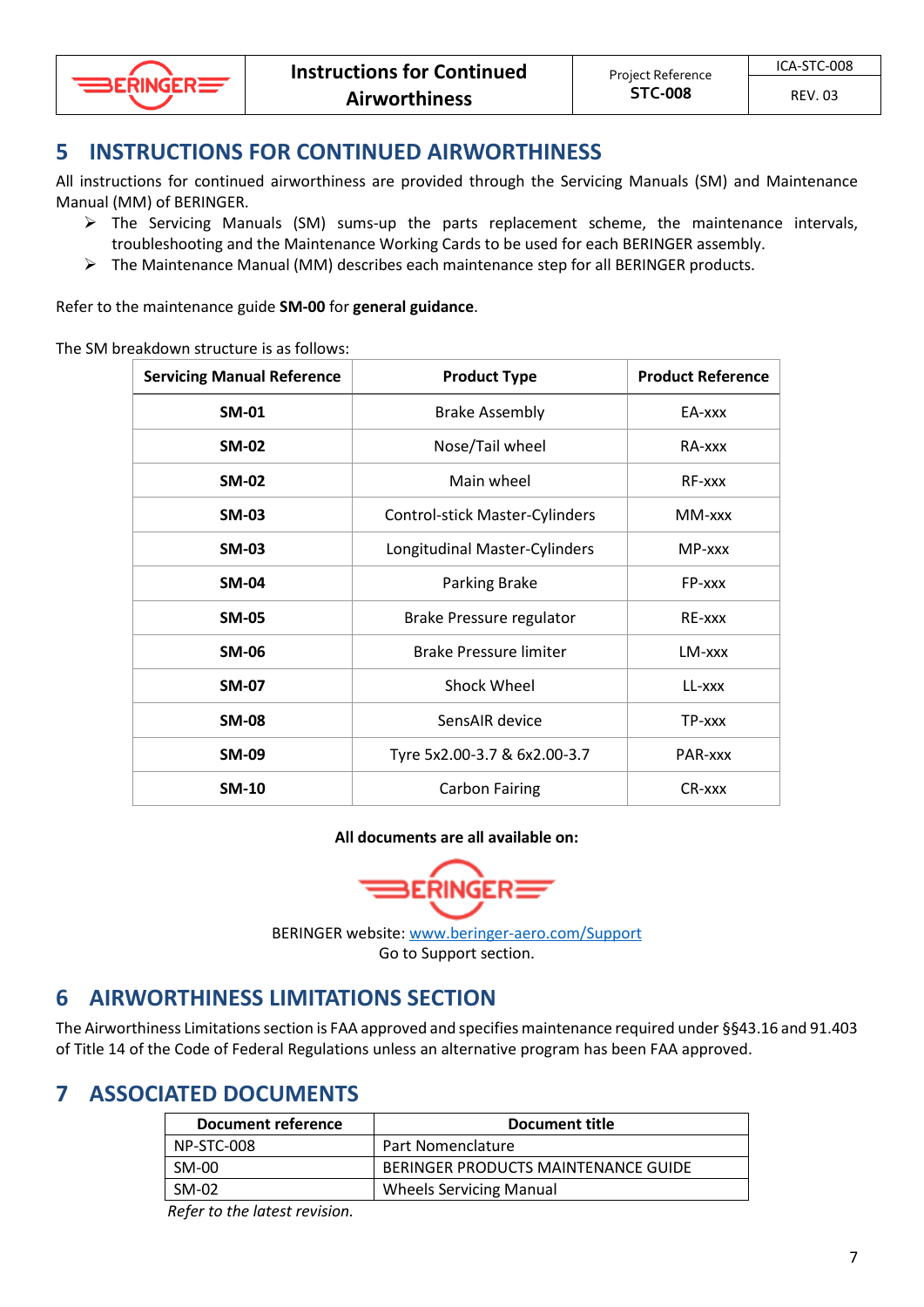# 5 INSTRUCTIONS FOR CONTINUED AIRWORTHINESS

All instructions for continued airworthiness are provided through the Servicing Manuals (SM) and Maintenance Manual (MM) of BERINGER.

- The Servicing Manuals (SM) sums-up the parts replacement scheme, the maintenance intervals, troubleshooting and the Maintenance Working Cards to be used for each BERINGER assembly.
- The Maintenance Manual (MM) describes each maintenance step for all BERINGER products.

Refer to the maintenance guide **SM-00** for **general guidance**.

The SM breakdown structure is as follows:

| Servicing Manual Reference | Product Type | Product Reference |
|---|---|---|
| **SM-01** | Brake Assembly | EA-xxx |
| **SM-02** | Nose/Tail wheel | RA-xxx |
| **SM-02** | Main wheel | RF-xxx |
| **SM-03** | Control-stick Master-Cylinders | MM-xxx |
| **SM-03** | Longitudinal Master-Cylinders | MP-xxx |
| **SM-04** | Parking Brake | FP-xxx |
| **SM-05** | Brake Pressure regulator | RE-xxx |
| **SM-06** | Brake Pressure limiter | LM-xxx |
| **SM-07** | Shock Wheel | LL-xxx |
| **SM-08** | SensAIR device | TP-xxx |
| **SM-09** | Tyre 5x2.00-3.7 & 6x2.00-3.7 | PAR-xxx |
| **SM-10** | Carbon Fairing | CR-xxx |

**All documents are all available on:**

BERINGER website: [www.beringer-aero.com/Support](http://www.beringer-aero.com/Support)
Go to Support section.

# 6 AIRWORTHINESS LIMITATIONS SECTION

The Airworthiness Limitations section is FAA approved and specifies maintenance required under §§43.16 and 91.403 of Title 14 of the Code of Federal Regulations unless an alternative program has been FAA approved.

# 7 ASSOCIATED DOCUMENTS

| Document reference | Document title |
|---|---|
| NP-STC-008 | Part Nomenclature |
| SM-00 | BERINGER PRODUCTS MAINTENANCE GUIDE |
| SM-02 | Wheels Servicing Manual |

*Refer to the latest revision.*